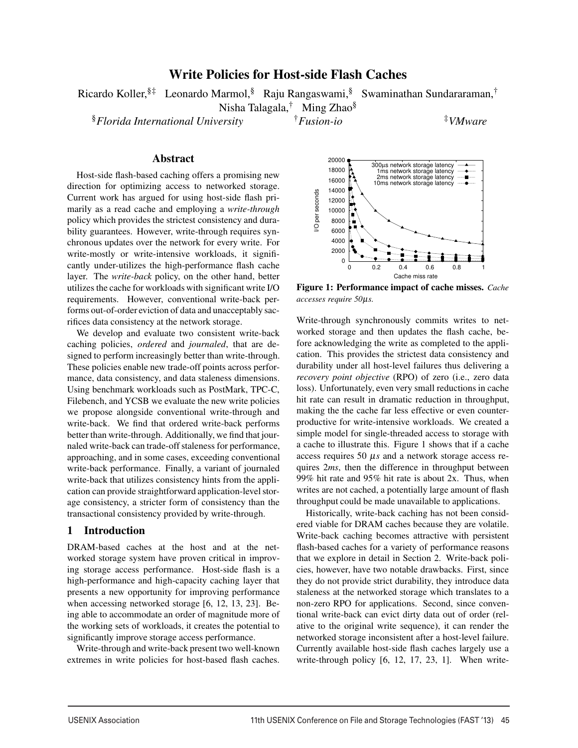# Write Policies for Host-side Flash Caches

Ricardo Koller,[§‡] Leonardo Marmol,[§] Raju Rangaswami,[§] Swaminathan Sundararaman,[†] Nisha Talagala,[†] Ming Zhao[§]

[§]*Florida International University* [†]*Fusion-io* [‡]*VMware*

## Abstract

Host-side flash-based caching offers a promising new direction for optimizing access to networked storage. Current work has argued for using host-side flash primarily as a read cache and employing a *write-through* policy which provides the strictest consistency and durability guarantees. However, write-through requires synchronous updates over the network for every write. For write-mostly or write-intensive workloads, it significantly under-utilizes the high-performance flash cache layer. The *write-back* policy, on the other hand, better utilizes the cache for workloads with significant write I/O requirements. However, conventional write-back performs out-of-order eviction of data and unacceptably sacrifices data consistency at the network storage.

We develop and evaluate two consistent write-back caching policies, *ordered* and *journaled*, that are designed to perform increasingly better than write-through. These policies enable new trade-off points across performance, data consistency, and data staleness dimensions. Using benchmark workloads such as PostMark, TPC-C, Filebench, and YCSB we evaluate the new write policies we propose alongside conventional write-through and write-back. We find that ordered write-back performs better than write-through. Additionally, we find that journaled write-back can trade-off staleness for performance, approaching, and in some cases, exceeding conventional write-back performance. Finally, a variant of journaled write-back that utilizes consistency hints from the application can provide straightforward application-level storage consistency, a stricter form of consistency than the transactional consistency provided by write-through.

## 1 Introduction

DRAM-based caches at the host and at the networked storage system have proven critical in improving storage access performance. Host-side flash is a high-performance and high-capacity caching layer that presents a new opportunity for improving performance when accessing networked storage [6, 12, 13, 23]. Being able to accommodate an order of magnitude more of the working sets of workloads, it creates the potential to significantly improve storage access performance.

Write-through and write-back present two well-known extremes in write policies for host-based flash caches.

**Figure 1: Performance impact of cache misses.** *Cache accesses require 50μs.*

Write-through synchronously commits writes to networked storage and then updates the flash cache, before acknowledging the write as completed to the application. This provides the strictest data consistency and durability under all host-level failures thus delivering a *recovery point objective* (RPO) of zero (i.e., zero data loss). Unfortunately, even very small reductions in cache hit rate can result in dramatic reduction in throughput, making the the cache far less effective or even counterproductive for write-intensive workloads. We created a simple model for single-threaded access to storage with a cache to illustrate this. Figure 1 shows that if a cache access requires 50 $\mu s$ and a network storage access requires 2*ms*, then the difference in throughput between 99% hit rate and 95% hit rate is about 2x. Thus, when writes are not cached, a potentially large amount of flash throughput could be made unavailable to applications.

Historically, write-back caching has not been considered viable for DRAM caches because they are volatile. Write-back caching becomes attractive with persistent flash-based caches for a variety of performance reasons that we explore in detail in Section 2. Write-back policies, however, have two notable drawbacks. First, since they do not provide strict durability, they introduce data staleness at the networked storage which translates to a non-zero RPO for applications. Second, since conventional write-back can evict dirty data out of order (relative to the original write sequence), it can render the networked storage inconsistent after a host-level failure. Currently available host-side flash caches largely use a write-through policy [6, 12, 17, 23, 1]. When write-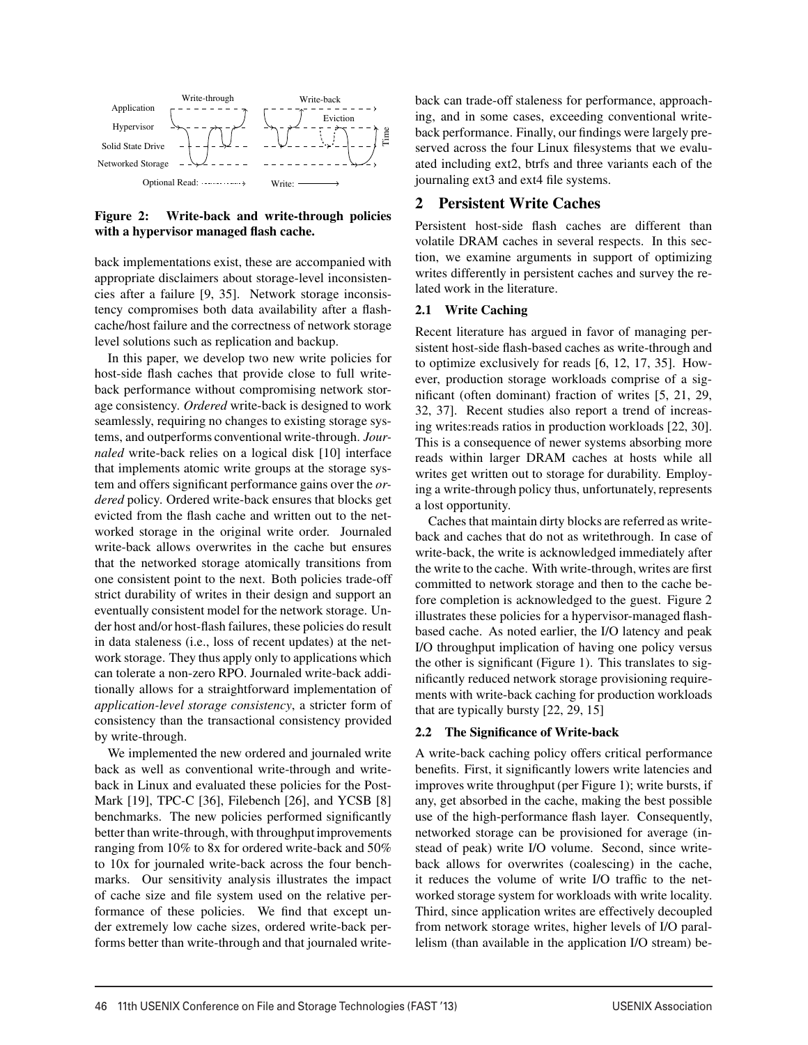Figure 2: Write-back and write-through policies with a hypervisor managed flash cache.

back implementations exist, these are accompanied with appropriate disclaimers about storage-level inconsistencies after a failure [9, 35]. Network storage inconsistency compromises both data availability after a flash-cache/host failure and the correctness of network storage level solutions such as replication and backup.

In this paper, we develop two new write policies for host-side flash caches that provide close to full write-back performance without compromising network storage consistency. *Ordered* write-back is designed to work seamlessly, requiring no changes to existing storage systems, and outperforms conventional write-through. *Journaled* write-back relies on a logical disk [10] interface that implements atomic write groups at the storage system and offers significant performance gains over the *ordered* policy. Ordered write-back ensures that blocks get evicted from the flash cache and written out to the networked storage in the original write order. Journaled write-back allows overwrites in the cache but ensures that the networked storage atomically transitions from one consistent point to the next. Both policies trade-off strict durability of writes in their design and support an eventually consistent model for the network storage. Under host and/or host-flash failures, these policies do result in data staleness (i.e., loss of recent updates) at the network storage. They thus apply only to applications which can tolerate a non-zero RPO. Journaled write-back additionally allows for a straightforward implementation of *application-level storage consistency*, a stricter form of consistency than the transactional consistency provided by write-through.

We implemented the new ordered and journaled write back as well as conventional write-through and write-back in Linux and evaluated these policies for the PostMark [19], TPC-C [36], Filebench [26], and YCSB [8] benchmarks. The new policies performed significantly better than write-through, with throughput improvements ranging from 10% to 8x for ordered write-back and 50% to 10x for journaled write-back across the four benchmarks. Our sensitivity analysis illustrates the impact of cache size and file system used on the relative performance of these policies. We find that except under extremely low cache sizes, ordered write-back performs better than write-through and that journaled write-back can trade-off staleness for performance, approaching, and in some cases, exceeding conventional write-back performance. Finally, our findings were largely preserved across the four Linux filesystems that we evaluated including ext2, btrfs and three variants each of the journaling ext3 and ext4 file systems.

## 2 Persistent Write Caches

Persistent host-side flash caches are different than volatile DRAM caches in several respects. In this section, we examine arguments in support of optimizing writes differently in persistent caches and survey the related work in the literature.

### 2.1 Write Caching

Recent literature has argued in favor of managing persistent host-side flash-based caches as write-through and to optimize exclusively for reads [6, 12, 17, 35]. However, production storage workloads comprise of a significant (often dominant) fraction of writes [5, 21, 29, 32, 37]. Recent studies also report a trend of increasing writes:reads ratios in production workloads [22, 30]. This is a consequence of newer systems absorbing more reads within larger DRAM caches at hosts while all writes get written out to storage for durability. Employing a write-through policy thus, unfortunately, represents a lost opportunity.

Caches that maintain dirty blocks are referred as write-back and caches that do not as writethrough. In case of write-back, the write is acknowledged immediately after the write to the cache. With write-through, writes are first committed to network storage and then to the cache before completion is acknowledged to the guest. Figure 2 illustrates these policies for a hypervisor-managed flash-based cache. As noted earlier, the I/O latency and peak I/O throughput implication of having one policy versus the other is significant (Figure 1). This translates to significantly reduced network storage provisioning requirements with write-back caching for production workloads that are typically bursty [22, 29, 15]

### 2.2 The Significance of Write-back

A write-back caching policy offers critical performance benefits. First, it significantly lowers write latencies and improves write throughput (per Figure 1); write bursts, if any, get absorbed in the cache, making the best possible use of the high-performance flash layer. Consequently, networked storage can be provisioned for average (instead of peak) write I/O volume. Second, since write-back allows for overwrites (coalescing) in the cache, it reduces the volume of write I/O traffic to the networked storage system for workloads with write locality. Third, since application writes are effectively decoupled from network storage writes, higher levels of I/O parallelism (than available in the application I/O stream) be-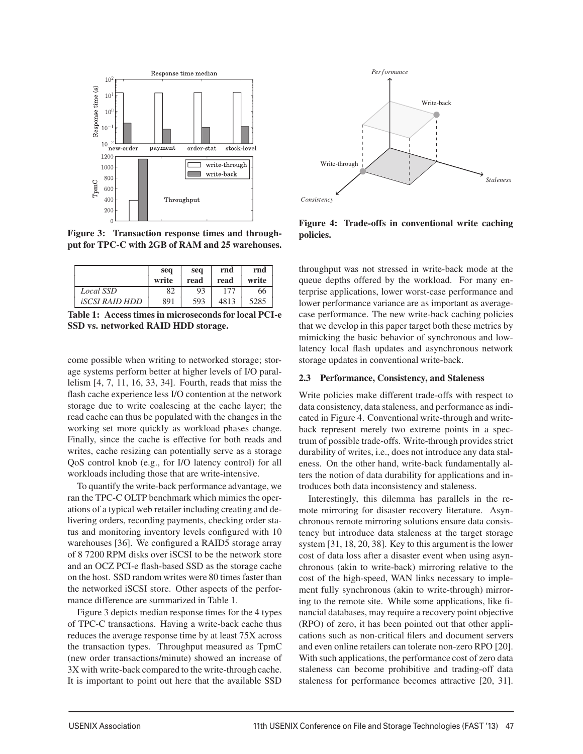Figure 3: Transaction response times and throughput for TPC-C with 2GB of RAM and 25 warehouses.

|  | seq write | seq read | rnd read | rnd write |
|---|---|---|---|---|
| *Local SSD* | 82 | 93 | 177 | 66 |
| *iSCSI RAID HDD* | 891 | 593 | 4813 | 5285 |

**Table 1: Access times in microseconds for local PCI-e SSD vs. networked RAID HDD storage.**

come possible when writing to networked storage; storage systems perform better at higher levels of I/O parallelism [4, 7, 11, 16, 33, 34]. Fourth, reads that miss the flash cache experience less I/O contention at the network storage due to write coalescing at the cache layer; the read cache can thus be populated with the changes in the working set more quickly as workload phases change. Finally, since the cache is effective for both reads and writes, cache resizing can potentially serve as a storage QoS control knob (e.g., for I/O latency control) for all workloads including those that are write-intensive.

To quantify the write-back performance advantage, we ran the TPC-C OLTP benchmark which mimics the operations of a typical web retailer including creating and delivering orders, recording payments, checking order status and monitoring inventory levels configured with 10 warehouses [36]. We configured a RAID5 storage array of 8 7200 RPM disks over iSCSI to be the network store and an OCZ PCI-e flash-based SSD as the storage cache on the host. SSD random writes were 80 times faster than the networked iSCSI store. Other aspects of the performance difference are summarized in Table 1.

Figure 3 depicts median response times for the 4 types of TPC-C transactions. Having a write-back cache thus reduces the average response time by at least 75X across the transaction types. Throughput measured as TpmC (new order transactions/minute) showed an increase of 3X with write-back compared to the write-through cache. It is important to point out here that the available SSD throughput was not stressed in write-back mode at the queue depths offered by the workload. For many enterprise applications, lower worst-case performance and lower performance variance are as important as average-case performance. The new write-back caching policies that we develop in this paper target both these metrics by mimicking the basic behavior of synchronous and low-latency local flash updates and asynchronous network storage updates in conventional write-back.

**Figure 4: Trade-offs in conventional write caching policies.**

### 2.3 Performance, Consistency, and Staleness

Write policies make different trade-offs with respect to data consistency, data staleness, and performance as indicated in Figure 4. Conventional write-through and write-back represent merely two extreme points in a spectrum of possible trade-offs. Write-through provides strict durability of writes, i.e., does not introduce any data staleness. On the other hand, write-back fundamentally alters the notion of data durability for applications and introduces both data inconsistency and staleness.

Interestingly, this dilemma has parallels in the remote mirroring for disaster recovery literature. Asynchronous remote mirroring solutions ensure data consistency but introduce data staleness at the target storage system [31, 18, 20, 38]. Key to this argument is the lower cost of data loss after a disaster event when using asynchronous (akin to write-back) mirroring relative to the cost of the high-speed, WAN links necessary to implement fully synchronous (akin to write-through) mirroring to the remote site. While some applications, like financial databases, may require a recovery point objective (RPO) of zero, it has been pointed out that other applications such as non-critical filers and document servers and even online retailers can tolerate non-zero RPO [20]. With such applications, the performance cost of zero data staleness can become prohibitive and trading-off data staleness for performance becomes attractive [20, 31].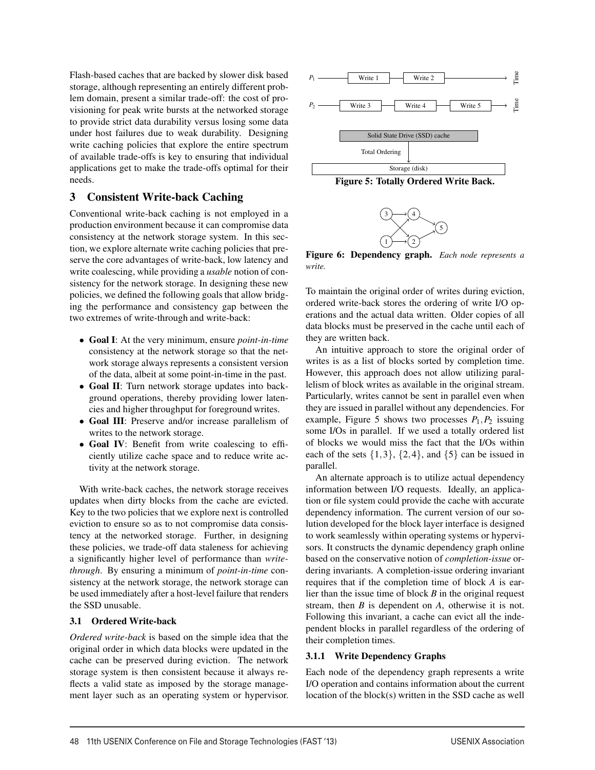Flash-based caches that are backed by slower disk based storage, although representing an entirely different problem domain, present a similar trade-off: the cost of provisioning for peak write bursts at the networked storage to provide strict data durability versus losing some data under host failures due to weak durability. Designing write caching policies that explore the entire spectrum of available trade-offs is key to ensuring that individual applications get to make the trade-offs optimal for their needs.

## 3 Consistent Write-back Caching

Conventional write-back caching is not employed in a production environment because it can compromise data consistency at the network storage system. In this section, we explore alternate write caching policies that preserve the core advantages of write-back, low latency and write coalescing, while providing a *usable* notion of consistency for the network storage. In designing these new policies, we defined the following goals that allow bridging the performance and consistency gap between the two extremes of write-through and write-back:

- **Goal I**: At the very minimum, ensure *point-in-time* consistency at the network storage so that the network storage always represents a consistent version of the data, albeit at some point-in-time in the past.
- **Goal II**: Turn network storage updates into background operations, thereby providing lower latencies and higher throughput for foreground writes.
- **Goal III**: Preserve and/or increase parallelism of writes to the network storage.
- **Goal IV**: Benefit from write coalescing to efficiently utilize cache space and to reduce write activity at the network storage.

With write-back caches, the network storage receives updates when dirty blocks from the cache are evicted. Key to the two policies that we explore next is controlled eviction to ensure so as to not compromise data consistency at the networked storage. Further, in designing these policies, we trade-off data staleness for achieving a significantly higher level of performance than *write-through*. By ensuring a minimum of *point-in-time* consistency at the network storage, the network storage can be used immediately after a host-level failure that renders the SSD unusable.

### 3.1 Ordered Write-back

*Ordered write-back* is based on the simple idea that the original order in which data blocks were updated in the cache can be preserved during eviction. The network storage system is then consistent because it always reflects a valid state as imposed by the storage management layer such as an operating system or hypervisor.

**Figure 5: Totally Ordered Write Back.**

**Figure 6: Dependency graph.** *Each node represents a write.*

To maintain the original order of writes during eviction, ordered write-back stores the ordering of write I/O operations and the actual data written. Older copies of all data blocks must be preserved in the cache until each of they are written back.

An intuitive approach to store the original order of writes is as a list of blocks sorted by completion time. However, this approach does not allow utilizing parallelism of block writes as available in the original stream. Particularly, writes cannot be sent in parallel even when they are issued in parallel without any dependencies. For example, Figure 5 shows two processes $P_1, P_2$ issuing some I/Os in parallel. If we used a totally ordered list of blocks we would miss the fact that the I/Os within each of the sets $\{1,3\}$, $\{2,4\}$, and $\{5\}$ can be issued in parallel.

An alternate approach is to utilize actual dependency information between I/O requests. Ideally, an application or file system could provide the cache with accurate dependency information. The current version of our solution developed for the block layer interface is designed to work seamlessly within operating systems or hypervisors. It constructs the dynamic dependency graph online based on the conservative notion of *completion-issue* ordering invariants. A completion-issue ordering invariant requires that if the completion time of block $A$ is earlier than the issue time of block $B$ in the original request stream, then $B$ is dependent on $A$, otherwise it is not. Following this invariant, a cache can evict all the independent blocks in parallel regardless of the ordering of their completion times.

#### 3.1.1 Write Dependency Graphs

Each node of the dependency graph represents a write I/O operation and contains information about the current location of the block(s) written in the SSD cache as well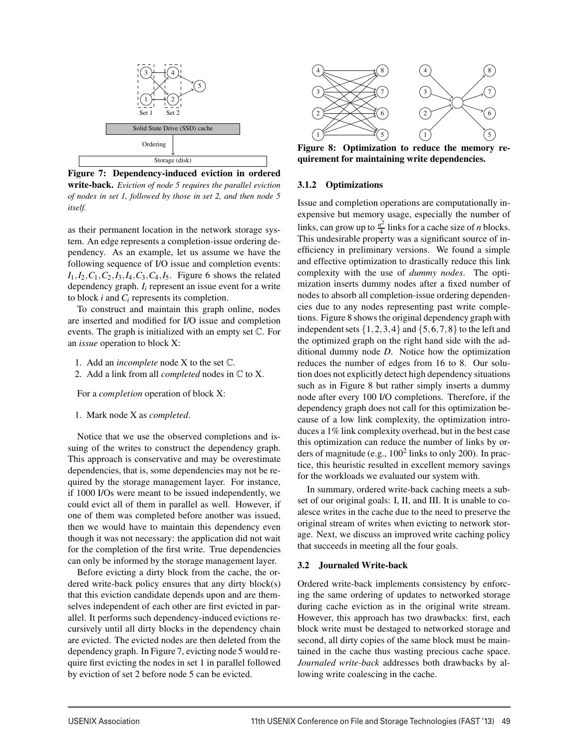Figure 7: **Dependency-induced eviction in ordered write-back.** *Eviction of node 5 requires the parallel eviction of nodes in set 1, followed by those in set 2, and then node 5 itself.*

as their permanent location in the network storage system. An edge represents a completion-issue ordering dependency. As an example, let us assume we have the following sequence of I/O issue and completion events: $I_1, I_2, C_1, C_2, I_3, I_4, C_3, C_4, I_5$. Figure 6 shows the related dependency graph. $I_i$ represent an issue event for a write to block $i$ and $C_i$ represents its completion.

To construct and maintain this graph online, nodes are inserted and modified for I/O issue and completion events. The graph is initialized with an empty set $\mathbb{C}$. For an *issue* operation to block X:

1. Add an *incomplete* node X to the set $\mathbb{C}$.
2. Add a link from all *completed* nodes in $\mathbb{C}$ to X.

For a *completion* operation of block X:

1. Mark node X as *completed*.

Notice that we use the observed completions and issuing of the writes to construct the dependency graph. This approach is conservative and may be overestimate dependencies, that is, some dependencies may not be required by the storage management layer. For instance, if 1000 I/Os were meant to be issued independently, we could evict all of them in parallel as well. However, if one of them was completed before another was issued, then we would have to maintain this dependency even though it was not necessary: the application did not wait for the completion of the first write. True dependencies can only be informed by the storage management layer.

Before evicting a dirty block from the cache, the ordered write-back policy ensures that any dirty block(s) that this eviction candidate depends upon and are themselves independent of each other are first evicted in parallel. It performs such dependency-induced evictions recursively until all dirty blocks in the dependency chain are evicted. The evicted nodes are then deleted from the dependency graph. In Figure 7, evicting node 5 would require first evicting the nodes in set 1 in parallel followed by eviction of set 2 before node 5 can be evicted.

**Figure 8: Optimization to reduce the memory requirement for maintaining write dependencies.**

### 3.1.2 Optimizations

Issue and completion operations are computationally inexpensive but memory usage, especially the number of links, can grow up to $\frac{n^2}{4}$ links for a cache size of $n$ blocks. This undesirable property was a significant source of inefficiency in preliminary versions. We found a simple and effective optimization to drastically reduce this link complexity with the use of *dummy nodes*. The optimization inserts dummy nodes after a fixed number of nodes to absorb all completion-issue ordering dependencies due to any nodes representing past write completions. Figure 8 shows the original dependency graph with independent sets $\{1,2,3,4\}$ and $\{5,6,7,8\}$ to the left and the optimized graph on the right hand side with the additional dummy node $D$. Notice how the optimization reduces the number of edges from 16 to 8. Our solution does not explicitly detect high dependency situations such as in Figure 8 but rather simply inserts a dummy node after every 100 I/O completions. Therefore, if the dependency graph does not call for this optimization because of a low link complexity, the optimization introduces a 1% link complexity overhead, but in the best case this optimization can reduce the number of links by orders of magnitude (e.g., $100^2$ links to only 200). In practice, this heuristic resulted in excellent memory savings for the workloads we evaluated our system with.

In summary, ordered write-back caching meets a subset of our original goals: I, II, and III. It is unable to coalesce writes in the cache due to the need to preserve the original stream of writes when evicting to network storage. Next, we discuss an improved write caching policy that succeeds in meeting all the four goals.

## 3.2 Journaled Write-back

Ordered write-back implements consistency by enforcing the same ordering of updates to networked storage during cache eviction as in the original write stream. However, this approach has two drawbacks: first, each block write must be destaged to networked storage and second, all dirty copies of the same block must be maintained in the cache thus wasting precious cache space. *Journaled write-back* addresses both drawbacks by allowing write coalescing in the cache.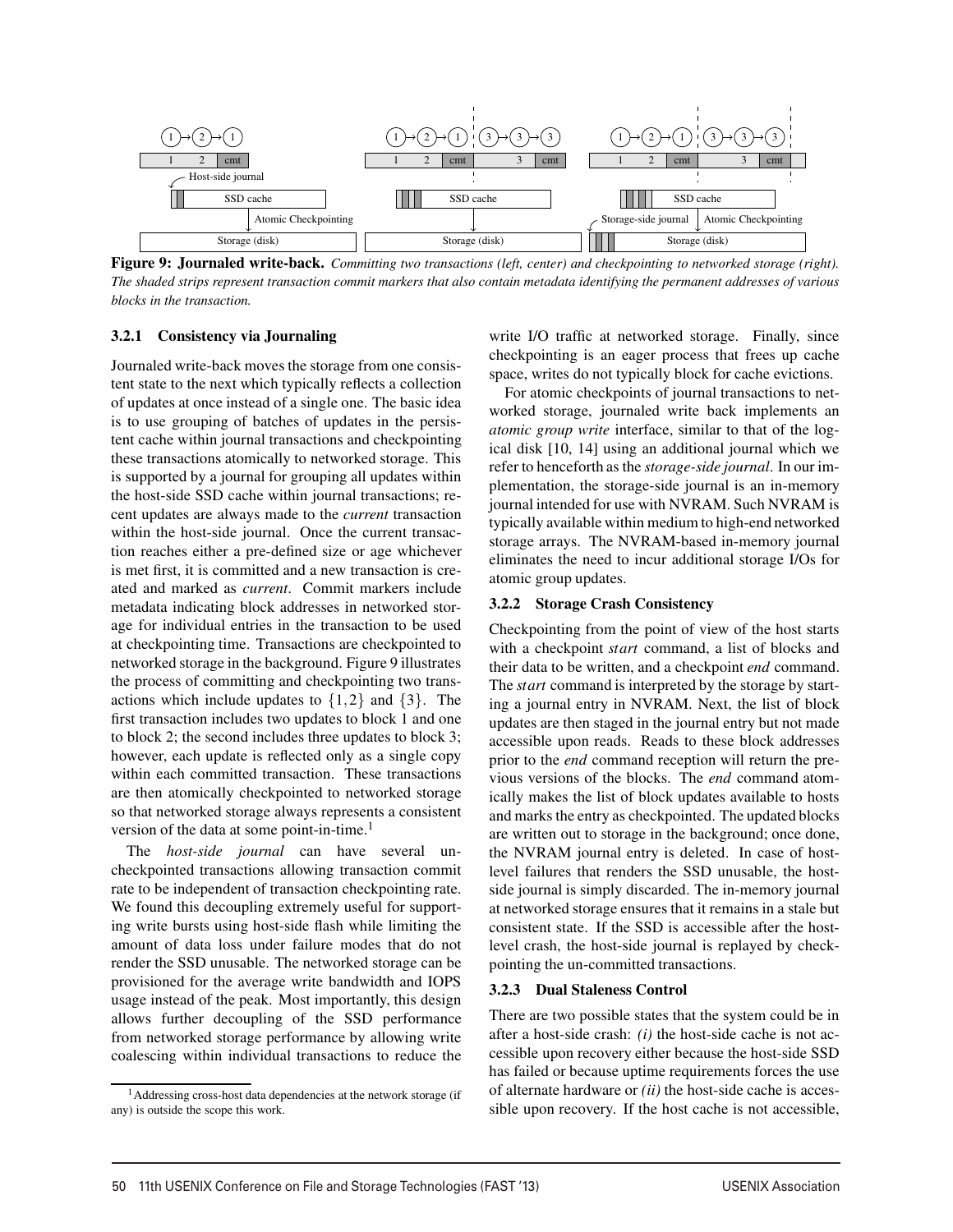**Figure 9: Journaled write-back.** *Committing two transactions (left, center) and checkpointing to networked storage (right). The shaded strips represent transaction commit markers that also contain metadata identifying the permanent addresses of various blocks in the transaction.*

#### 3.2.1 Consistency via Journaling

Journaled write-back moves the storage from one consistent state to the next which typically reflects a collection of updates at once instead of a single one. The basic idea is to use grouping of batches of updates in the persistent cache within journal transactions and checkpointing these transactions atomically to networked storage. This is supported by a journal for grouping all updates within the host-side SSD cache within journal transactions; recent updates are always made to the *current* transaction within the host-side journal. Once the current transaction reaches either a pre-defined size or age whichever is met first, it is committed and a new transaction is created and marked as *current*. Commit markers include metadata indicating block addresses in networked storage for individual entries in the transaction to be used at checkpointing time. Transactions are checkpointed to networked storage in the background. Figure 9 illustrates the process of committing and checkpointing two transactions which include updates to $\{1,2\}$ and $\{3\}$. The first transaction includes two updates to block 1 and one to block 2; the second includes three updates to block 3; however, each update is reflected only as a single copy within each committed transaction. These transactions are then atomically checkpointed to networked storage so that networked storage always represents a consistent version of the data at some point-in-time.[1]

The *host-side journal* can have several un-checkpointed transactions allowing transaction commit rate to be independent of transaction checkpointing rate. We found this decoupling extremely useful for supporting write bursts using host-side flash while limiting the amount of data loss under failure modes that do not render the SSD unusable. The networked storage can be provisioned for the average write bandwidth and IOPS usage instead of the peak. Most importantly, this design allows further decoupling of the SSD performance from networked storage performance by allowing write coalescing within individual transactions to reduce the write I/O traffic at networked storage. Finally, since checkpointing is an eager process that frees up cache space, writes do not typically block for cache evictions.

For atomic checkpoints of journal transactions to networked storage, journaled write back implements an *atomic group write* interface, similar to that of the logical disk [10, 14] using an additional journal which we refer to henceforth as the *storage-side journal*. In our implementation, the storage-side journal is an in-memory journal intended for use with NVRAM. Such NVRAM is typically available within medium to high-end networked storage arrays. The NVRAM-based in-memory journal eliminates the need to incur additional storage I/Os for atomic group updates.

#### 3.2.2 Storage Crash Consistency

Checkpointing from the point of view of the host starts with a checkpoint *start* command, a list of blocks and their data to be written, and a checkpoint *end* command. The *start* command is interpreted by the storage by starting a journal entry in NVRAM. Next, the list of block updates are then staged in the journal entry but not made accessible upon reads. Reads to these block addresses prior to the *end* command reception will return the previous versions of the blocks. The *end* command atomically makes the list of block updates available to hosts and marks the entry as checkpointed. The updated blocks are written out to storage in the background; once done, the NVRAM journal entry is deleted. In case of host-level failures that renders the SSD unusable, the host-side journal is simply discarded. The in-memory journal at networked storage ensures that it remains in a stale but consistent state. If the SSD is accessible after the host-level crash, the host-side journal is replayed by checkpointing the un-committed transactions.

#### 3.2.3 Dual Staleness Control

There are two possible states that the system could be in after a host-side crash: *(i)* the host-side cache is not accessible upon recovery either because the host-side SSD has failed or because uptime requirements forces the use of alternate hardware or *(ii)* the host-side cache is accessible upon recovery. If the host cache is not accessible,

[1] Addressing cross-host data dependencies at the network storage (if any) is outside the scope this work.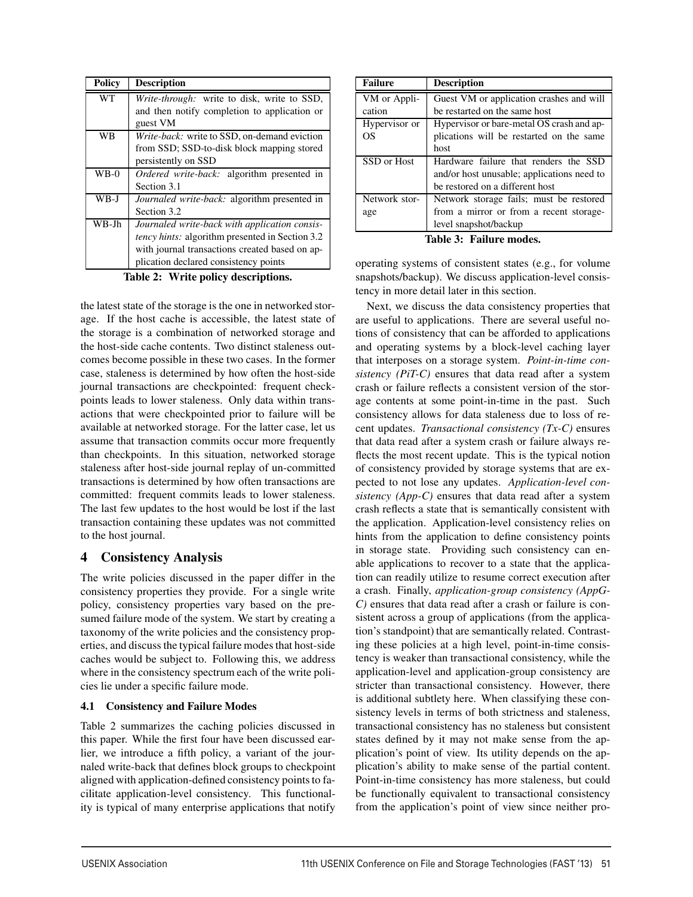| Policy | Description |
|---|---|
| WT | *Write-through:* write to disk, write to SSD, and then notify completion to application or guest VM |
| WB | *Write-back:* write to SSD, on-demand eviction from SSD; SSD-to-disk block mapping stored persistently on SSD |
| WB-O | *Ordered write-back:* algorithm presented in Section 3.1 |
| WB-J | *Journaled write-back:* algorithm presented in Section 3.2 |
| WB-Jh | *Journaled write-back with application consistency hints:* algorithm presented in Section 3.2 with journal transactions created based on application declared consistency points |

**Table 2: Write policy descriptions.**

the latest state of the storage is the one in networked storage. If the host cache is accessible, the latest state of the storage is a combination of networked storage and the host-side cache contents. Two distinct staleness outcomes become possible in these two cases. In the former case, staleness is determined by how often the host-side journal transactions are checkpointed: frequent checkpoints leads to lower staleness. Only data within transactions that were checkpointed prior to failure will be available at networked storage. For the latter case, let us assume that transaction commits occur more frequently than checkpoints. In this situation, networked storage staleness after host-side journal replay of un-committed transactions is determined by how often transactions are committed: frequent commits leads to lower staleness. The last few updates to the host would be lost if the last transaction containing these updates was not committed to the host journal.

## 4 Consistency Analysis

The write policies discussed in the paper differ in the consistency properties they provide. For a single write policy, consistency properties vary based on the presumed failure mode of the system. We start by creating a taxonomy of the write policies and the consistency properties, and discuss the typical failure modes that host-side caches would be subject to. Following this, we address where in the consistency spectrum each of the write policies lie under a specific failure mode.

### 4.1 Consistency and Failure Modes

Table 2 summarizes the caching policies discussed in this paper. While the first four have been discussed earlier, we introduce a fifth policy, a variant of the journaled write-back that defines block groups to checkpoint aligned with application-defined consistency points to facilitate application-level consistency. This functionality is typical of many enterprise applications that notify operating systems of consistent states (e.g., for volume snapshots/backup). We discuss application-level consistency in more detail later in this section.

| Failure | Description |
|---|---|
| VM or Application | Guest VM or application crashes and will be restarted on the same host |
| Hypervisor or OS | Hypervisor or bare-metal OS crash and applications will be restarted on the same host |
| SSD or Host | Hardware failure that renders the SSD and/or host unusable; applications need to be restored on a different host |
| Network storage | Network storage fails; must be restored from a mirror or from a recent storage-level snapshot/backup |

**Table 3: Failure modes.**

Next, we discuss the data consistency properties that are useful to applications. There are several useful notions of consistency that can be afforded to applications and operating systems by a block-level caching layer that interposes on a storage system. *Point-in-time consistency (PiT-C)* ensures that data read after a system crash or failure reflects a consistent version of the storage contents at some point-in-time in the past. Such consistency allows for data staleness due to loss of recent updates. *Transactional consistency (Tx-C)* ensures that data read after a system crash or failure always reflects the most recent update. This is the typical notion of consistency provided by storage systems that are expected to not lose any updates. *Application-level consistency (App-C)* ensures that data read after a system crash reflects a state that is semantically consistent with the application. Application-level consistency relies on hints from the application to define consistency points in storage state. Providing such consistency can enable applications to recover to a state that the application can readily utilize to resume correct execution after a crash. Finally, *application-group consistency (AppG-C)* ensures that data read after a crash or failure is consistent across a group of applications (from the application's standpoint) that are semantically related. Contrasting these policies at a high level, point-in-time consistency is weaker than transactional consistency, while the application-level and application-group consistency are stricter than transactional consistency. However, there is additional subtlety here. When classifying these consistency levels in terms of both strictness and staleness, transactional consistency has no staleness but consistent states defined by it may not make sense from the application's point of view. Its utility depends on the application's ability to make sense of the partial content. Point-in-time consistency has more staleness, but could be functionally equivalent to transactional consistency from the application's point of view since neither pro-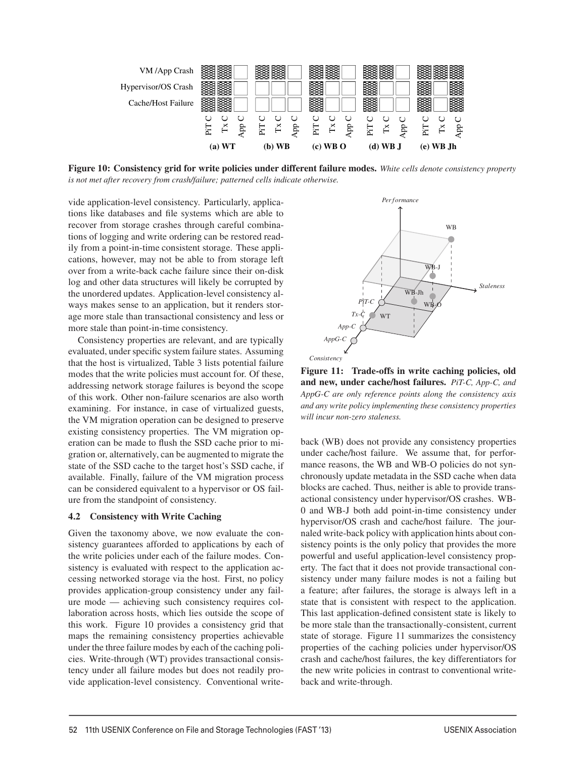Figure 10: **Consistency grid for write policies under different failure modes.** *White cells denote consistency property is not met after recovery from crash/failure; patterned cells indicate otherwise.*

vide application-level consistency. Particularly, applications like databases and file systems which are able to recover from storage crashes through careful combinations of logging and write ordering can be restored readily from a point-in-time consistent storage. These applications, however, may not be able to recover from storage left over from a write-back cache failure since their on-disk log and other data structures will likely be corrupted by the unordered updates. Application-level consistency always makes sense to an application, but it renders storage more stale than transactional consistency and less or more stale than point-in-time consistency.

Consistency properties are relevant, and are typically evaluated, under specific system failure states. Assuming that the host is virtualized, Table 3 lists potential failure modes that the write policies must account for. Of these, addressing network storage failures is beyond the scope of this work. Other non-failure scenarios are also worth examining. For instance, in case of virtualized guests, the VM migration operation can be designed to preserve existing consistency properties. The VM migration operation can be made to flush the SSD cache prior to migration or, alternatively, can be augmented to migrate the state of the SSD cache to the target host's SSD cache, if available. Finally, failure of the VM migration process can be considered equivalent to a hypervisor or OS failure from the standpoint of consistency.

### 4.2 Consistency with Write Caching

Given the taxonomy above, we now evaluate the consistency guarantees afforded to applications by each of the write policies under each of the failure modes. Consistency is evaluated with respect to the application accessing networked storage via the host. First, no policy provides application-group consistency under any failure mode — achieving such consistency requires collaboration across hosts, which lies outside the scope of this work. Figure 10 provides a consistency grid that maps the remaining consistency properties achievable under the three failure modes by each of the caching policies. Write-through (WT) provides transactional consistency under all failure modes but does not readily provide application-level consistency. Conventional write-back (WB) does not provide any consistency properties under cache/host failure. We assume that, for performance reasons, the WB and WB-O policies do not synchronously update metadata in the SSD cache when data blocks are cached. Thus, neither is able to provide transactional consistency under hypervisor/OS crashes. WB-0 and WB-J both add point-in-time consistency under hypervisor/OS crash and cache/host failure. The journaled write-back policy with application hints about consistency points is the only policy that provides the more powerful and useful application-level consistency property. The fact that it does not provide transactional consistency under many failure modes is not a failing but a feature; after failures, the storage is always left in a state that is consistent with respect to the application. This last application-defined consistent state is likely to be more stale than the transactionally-consistent, current state of storage. Figure 11 summarizes the consistency properties of the caching policies under hypervisor/OS crash and cache/host failures, the key differentiators for the new write policies in contrast to conventional write-back and write-through.

**Figure 11: Trade-offs in write caching policies, old and new, under cache/host failures.** *PiT-C, App-C, and AppG-C are only reference points along the consistency axis and any write policy implementing these consistency properties will incur non-zero staleness.*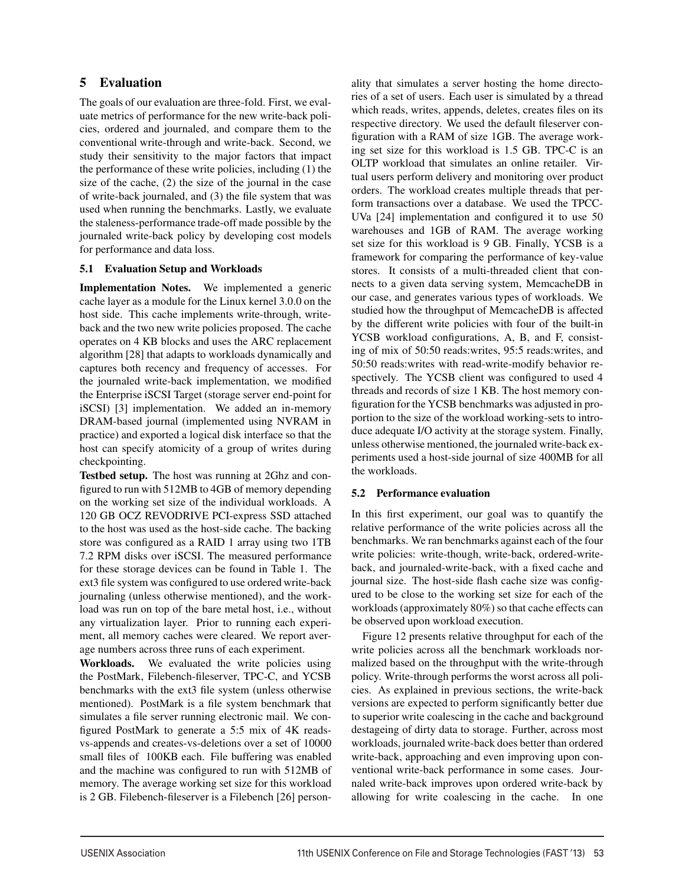## 5 Evaluation

The goals of our evaluation are three-fold. First, we evaluate metrics of performance for the new write-back policies, ordered and journaled, and compare them to the conventional write-through and write-back. Second, we study their sensitivity to the major factors that impact the performance of these write policies, including (1) the size of the cache, (2) the size of the journal in the case of write-back journaled, and (3) the file system that was used when running the benchmarks. Lastly, we evaluate the staleness-performance trade-off made possible by the journaled write-back policy by developing cost models for performance and data loss.

### 5.1 Evaluation Setup and Workloads

**Implementation Notes.** We implemented a generic cache layer as a module for the Linux kernel 3.0.0 on the host side. This cache implements write-through, write-back and the two new write policies proposed. The cache operates on 4 KB blocks and uses the ARC replacement algorithm [28] that adapts to workloads dynamically and captures both recency and frequency of accesses. For the journaled write-back implementation, we modified the Enterprise iSCSI Target (storage server end-point for iSCSI) [3] implementation. We added an in-memory DRAM-based journal (implemented using NVRAM in practice) and exported a logical disk interface so that the host can specify atomicity of a group of writes during checkpointing.

**Testbed setup.** The host was running at 2Ghz and configured to run with 512MB to 4GB of memory depending on the working set size of the individual workloads. A 120 GB OCZ REVODRIVE PCI-express SSD attached to the host was used as the host-side cache. The backing store was configured as a RAID 1 array using two 1TB 7.2 RPM disks over iSCSI. The measured performance for these storage devices can be found in Table 1. The ext3 file system was configured to use ordered write-back journaling (unless otherwise mentioned), and the workload was run on top of the bare metal host, i.e., without any virtualization layer. Prior to running each experiment, all memory caches were cleared. We report average numbers across three runs of each experiment.

**Workloads.** We evaluated the write policies using the PostMark, Filebench-fileserver, TPC-C, and YCSB benchmarks with the ext3 file system (unless otherwise mentioned). PostMark is a file system benchmark that simulates a file server running electronic mail. We configured PostMark to generate a 5:5 mix of 4K reads-vs-appends and creates-vs-deletions over a set of 10000 small files of 100KB each. File buffering was enabled and the machine was configured to run with 512MB of memory. The average working set size for this workload is 2 GB. Filebench-fileserver is a Filebench [26] personality that simulates a server hosting the home directories of a set of users. Each user is simulated by a thread which reads, writes, appends, deletes, creates files on its respective directory. We used the default fileserver configuration with a RAM of size 1GB. The average working set size for this workload is 1.5 GB. TPC-C is an OLTP workload that simulates an online retailer. Virtual users perform delivery and monitoring over product orders. The workload creates multiple threads that perform transactions over a database. We used the TPCC-UVa [24] implementation and configured it to use 50 warehouses and 1GB of RAM. The average working set size for this workload is 9 GB. Finally, YCSB is a framework for comparing the performance of key-value stores. It consists of a multi-threaded client that connects to a given data serving system, MemcacheDB in our case, and generates various types of workloads. We studied how the throughput of MemcacheDB is affected by the different write policies with four of the built-in YCSB workload configurations, A, B, and F, consisting of mix of 50:50 reads:writes, 95:5 reads:writes, and 50:50 reads:writes with read-write-modify behavior respectively. The YCSB client was configured to used 4 threads and records of size 1 KB. The host memory configuration for the YCSB benchmarks was adjusted in proportion to the size of the workload working-sets to introduce adequate I/O activity at the storage system. Finally, unless otherwise mentioned, the journaled write-back experiments used a host-side journal of size 400MB for all the workloads.

### 5.2 Performance evaluation

In this first experiment, our goal was to quantify the relative performance of the write policies across all the benchmarks. We ran benchmarks against each of the four write policies: write-though, write-back, ordered-write-back, and journaled-write-back, with a fixed cache and journal size. The host-side flash cache size was configured to be close to the working set size for each of the workloads (approximately 80%) so that cache effects can be observed upon workload execution.

Figure 12 presents relative throughput for each of the write policies across all the benchmark workloads normalized based on the throughput with the write-through policy. Write-through performs the worst across all policies. As explained in previous sections, the write-back versions are expected to perform significantly better due to superior write coalescing in the cache and background destageing of dirty data to storage. Further, across most workloads, journaled write-back does better than ordered write-back, approaching and even improving upon conventional write-back performance in some cases. Journaled write-back improves upon ordered write-back by allowing for write coalescing in the cache. In one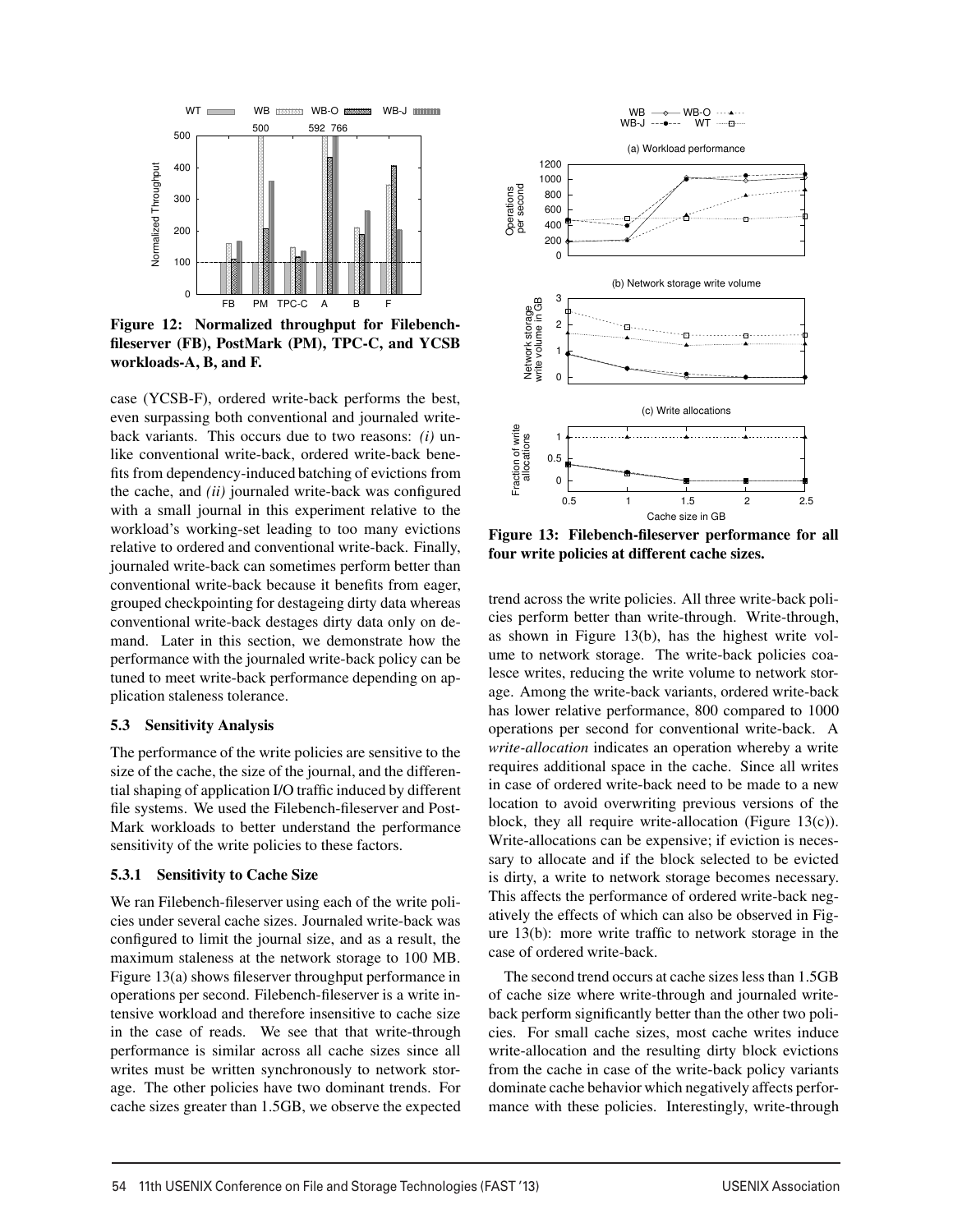Figure 12: Normalized throughput for Filebench-fileserver (FB), PostMark (PM), TPC-C, and YCSB workloads-A, B, and F.

case (YCSB-F), ordered write-back performs the best, even surpassing both conventional and journaled write-back variants. This occurs due to two reasons: *(i)* unlike conventional write-back, ordered write-back benefits from dependency-induced batching of evictions from the cache, and *(ii)* journaled write-back was configured with a small journal in this experiment relative to the workload's working-set leading to too many evictions relative to ordered and conventional write-back. Finally, journaled write-back can sometimes perform better than conventional write-back because it benefits from eager, grouped checkpointing for destageing dirty data whereas conventional write-back destages dirty data only on demand. Later in this section, we demonstrate how the performance with the journaled write-back policy can be tuned to meet write-back performance depending on application staleness tolerance.

### 5.3 Sensitivity Analysis

The performance of the write policies are sensitive to the size of the cache, the size of the journal, and the differential shaping of application I/O traffic induced by different file systems. We used the Filebench-fileserver and PostMark workloads to better understand the performance sensitivity of the write policies to these factors.

#### 5.3.1 Sensitivity to Cache Size

We ran Filebench-fileserver using each of the write policies under several cache sizes. Journaled write-back was configured to limit the journal size, and as a result, the maximum staleness at the network storage to 100 MB. Figure 13(a) shows fileserver throughput performance in operations per second. Filebench-fileserver is a write intensive workload and therefore insensitive to cache size in the case of reads. We see that that write-through performance is similar across all cache sizes since all writes must be written synchronously to network storage. The other policies have two dominant trends. For cache sizes greater than 1.5GB, we observe the expected trend across the write policies. All three write-back policies perform better than write-through. Write-through, as shown in Figure 13(b), has the highest write volume to network storage. The write-back policies coalesce writes, reducing the write volume to network storage. Among the write-back variants, ordered write-back has lower relative performance, 800 compared to 1000 operations per second for conventional write-back. A *write-allocation* indicates an operation whereby a write requires additional space in the cache. Since all writes in case of ordered write-back need to be made to a new location to avoid overwriting previous versions of the block, they all require write-allocation (Figure 13(c)). Write-allocations can be expensive; if eviction is necessary to allocate and if the block selected to be evicted is dirty, a write to network storage becomes necessary. This affects the performance of ordered write-back negatively the effects of which can also be observed in Figure 13(b): more write traffic to network storage in the case of ordered write-back.

Figure 13: Filebench-fileserver performance for all four write policies at different cache sizes.

The second trend occurs at cache sizes less than 1.5GB of cache size where write-through and journaled write-back perform significantly better than the other two policies. For small cache sizes, most cache writes induce write-allocation and the resulting dirty block evictions from the cache in case of the write-back policy variants dominate cache behavior which negatively affects performance with these policies. Interestingly, write-through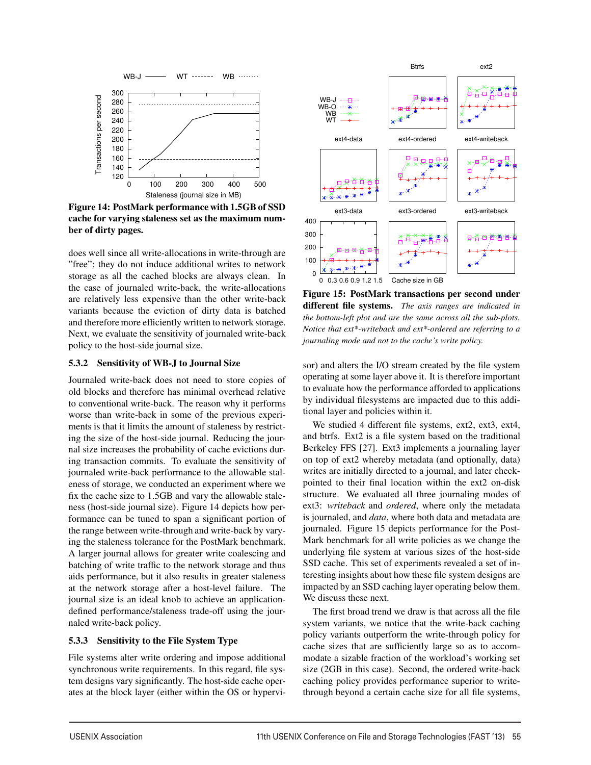**Figure 14: PostMark performance with 1.5GB of SSD cache for varying staleness set as the maximum number of dirty pages.**

does well since all write-allocations in write-through are "free"; they do not induce additional writes to network storage as all the cached blocks are always clean. In the case of journaled write-back, the write-allocations are relatively less expensive than the other write-back variants because the eviction of dirty data is batched and therefore more efficiently written to network storage. Next, we evaluate the sensitivity of journaled write-back policy to the host-side journal size.

### 5.3.2 Sensitivity of WB-J to Journal Size

Journaled write-back does not need to store copies of old blocks and therefore has minimal overhead relative to conventional write-back. The reason why it performs worse than write-back in some of the previous experiments is that it limits the amount of staleness by restricting the size of the host-side journal. Reducing the journal size increases the probability of cache evictions during transaction commits. To evaluate the sensitivity of journaled write-back performance to the allowable staleness of storage, we conducted an experiment where we fix the cache size to 1.5GB and vary the allowable staleness (host-side journal size). Figure 14 depicts how performance can be tuned to span a significant portion of the range between write-through and write-back by varying the staleness tolerance for the PostMark benchmark. A larger journal allows for greater write coalescing and batching of write traffic to the network storage and thus aids performance, but it also results in greater staleness at the network storage after a host-level failure. The journal size is an ideal knob to achieve an application-defined performance/staleness trade-off using the journaled write-back policy.

### 5.3.3 Sensitivity to the File System Type

File systems alter write ordering and impose additional synchronous write requirements. In this regard, file system designs vary significantly. The host-side cache operates at the block layer (either within the OS or hypervisor) and alters the I/O stream created by the file system operating at some layer above it. It is therefore important to evaluate how the performance afforded to applications by individual filesystems are impacted due to this additional layer and policies within it.

**Figure 15: PostMark transactions per second under different file systems.** *The axis ranges are indicated in the bottom-left plot and are the same across all the sub-plots. Notice that ext*-writeback and ext*-ordered are referring to a journaling mode and not to the cache's write policy.*

We studied 4 different file systems, ext2, ext3, ext4, and btrfs. Ext2 is a file system based on the traditional Berkeley FFS [27]. Ext3 implements a journaling layer on top of ext2 whereby metadata (and optionally, data) writes are initially directed to a journal, and later checkpointed to their final location within the ext2 on-disk structure. We evaluated all three journaling modes of ext3: *writeback* and *ordered*, where only the metadata is journaled, and *data*, where both data and metadata are journaled. Figure 15 depicts performance for the PostMark benchmark for all write policies as we change the underlying file system at various sizes of the host-side SSD cache. This set of experiments revealed a set of interesting insights about how these file system designs are impacted by an SSD caching layer operating below them. We discuss these next.

The first broad trend we draw is that across all the file system variants, we notice that the write-back caching policy variants outperform the write-through policy for cache sizes that are sufficiently large so as to accommodate a sizable fraction of the workload's working set size (2GB in this case). Second, the ordered write-back caching policy provides performance superior to write-through beyond a certain cache size for all file systems,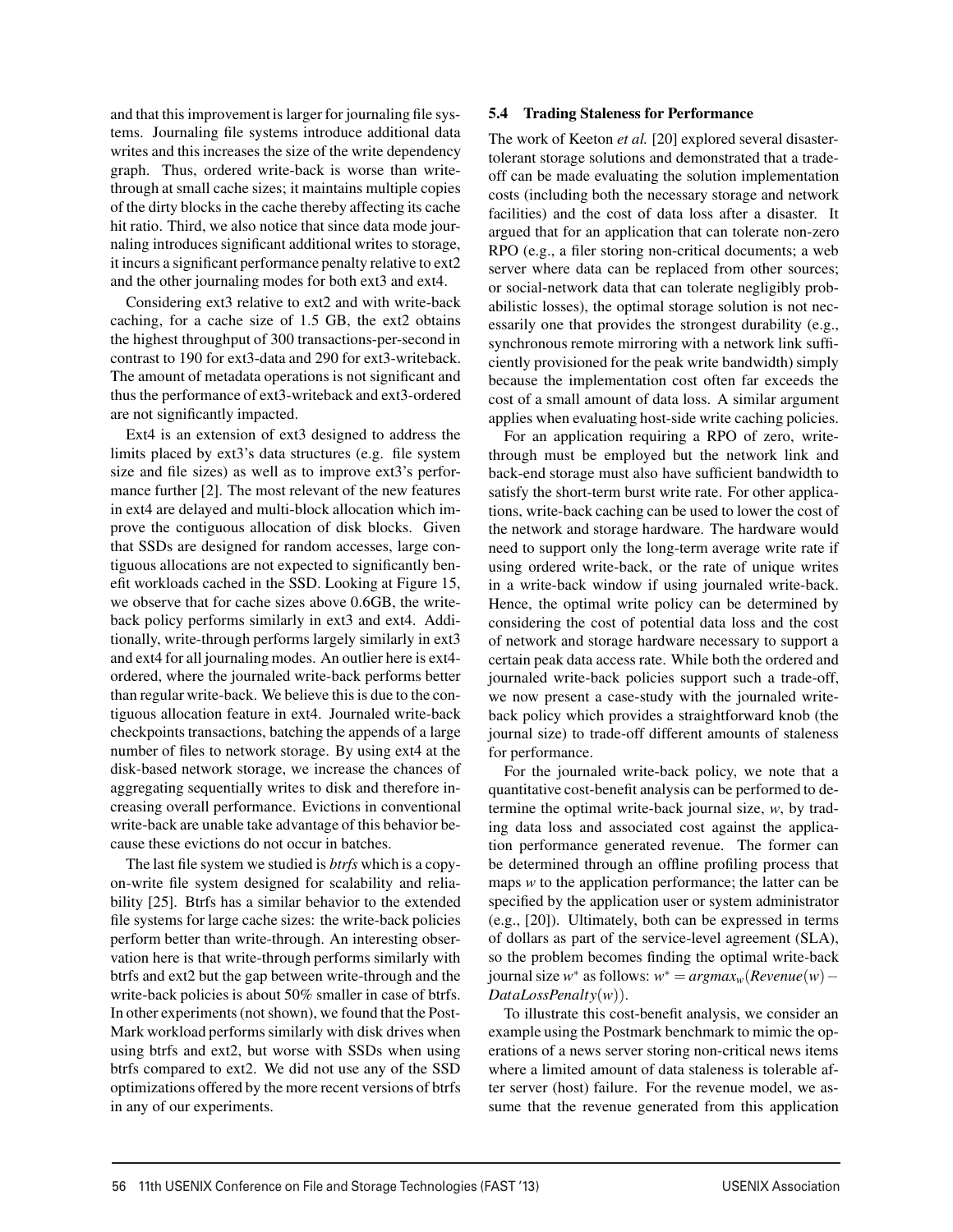and that this improvement is larger for journaling file systems. Journaling file systems introduce additional data writes and this increases the size of the write dependency graph. Thus, ordered write-back is worse than write-through at small cache sizes; it maintains multiple copies of the dirty blocks in the cache thereby affecting its cache hit ratio. Third, we also notice that since data mode journaling introduces significant additional writes to storage, it incurs a significant performance penalty relative to ext2 and the other journaling modes for both ext3 and ext4.

Considering ext3 relative to ext2 and with write-back caching, for a cache size of 1.5 GB, the ext2 obtains the highest throughput of 300 transactions-per-second in contrast to 190 for ext3-data and 290 for ext3-writeback. The amount of metadata operations is not significant and thus the performance of ext3-writeback and ext3-ordered are not significantly impacted.

Ext4 is an extension of ext3 designed to address the limits placed by ext3's data structures (e.g. file system size and file sizes) as well as to improve ext3's performance further [2]. The most relevant of the new features in ext4 are delayed and multi-block allocation which improve the contiguous allocation of disk blocks. Given that SSDs are designed for random accesses, large contiguous allocations are not expected to significantly benefit workloads cached in the SSD. Looking at Figure 15, we observe that for cache sizes above 0.6GB, the write-back policy performs similarly in ext3 and ext4. Additionally, write-through performs largely similarly in ext3 and ext4 for all journaling modes. An outlier here is ext4-ordered, where the journaled write-back performs better than regular write-back. We believe this is due to the contiguous allocation feature in ext4. Journaled write-back checkpoints transactions, batching the appends of a large number of files to network storage. By using ext4 at the disk-based network storage, we increase the chances of aggregating sequentially writes to disk and therefore increasing overall performance. Evictions in conventional write-back are unable take advantage of this behavior because these evictions do not occur in batches.

The last file system we studied is *btrfs* which is a copy-on-write file system designed for scalability and reliability [25]. Btrfs has a similar behavior to the extended file systems for large cache sizes: the write-back policies perform better than write-through. An interesting observation here is that write-through performs similarly with btrfs and ext2 but the gap between write-through and the write-back policies is about 50% smaller in case of btrfs. In other experiments (not shown), we found that the PostMark workload performs similarly with disk drives when using btrfs and ext2, but worse with SSDs when using btrfs compared to ext2. We did not use any of the SSD optimizations offered by the more recent versions of btrfs in any of our experiments.

### 5.4 Trading Staleness for Performance

The work of Keeton *et al.* [20] explored several disaster-tolerant storage solutions and demonstrated that a trade-off can be made evaluating the solution implementation costs (including both the necessary storage and network facilities) and the cost of data loss after a disaster. It argued that for an application that can tolerate non-zero RPO (e.g., a filer storing non-critical documents; a web server where data can be replaced from other sources; or social-network data that can tolerate negligibly probabilistic losses), the optimal storage solution is not necessarily one that provides the strongest durability (e.g., synchronous remote mirroring with a network link sufficiently provisioned for the peak write bandwidth) simply because the implementation cost often far exceeds the cost of a small amount of data loss. A similar argument applies when evaluating host-side write caching policies.

For an application requiring a RPO of zero, write-through must be employed but the network link and back-end storage must also have sufficient bandwidth to satisfy the short-term burst write rate. For other applications, write-back caching can be used to lower the cost of the network and storage hardware. The hardware would need to support only the long-term average write rate if using ordered write-back, or the rate of unique writes in a write-back window if using journaled write-back. Hence, the optimal write policy can be determined by considering the cost of potential data loss and the cost of network and storage hardware necessary to support a certain peak data access rate. While both the ordered and journaled write-back policies support such a trade-off, we now present a case-study with the journaled write-back policy which provides a straightforward knob (the journal size) to trade-off different amounts of staleness for performance.

For the journaled write-back policy, we note that a quantitative cost-benefit analysis can be performed to determine the optimal write-back journal size, $w$, by trading data loss and associated cost against the application performance generated revenue. The former can be determined through an offline profiling process that maps $w$ to the application performance; the latter can be specified by the application user or system administrator (e.g., [20]). Ultimately, both can be expressed in terms of dollars as part of the service-level agreement (SLA), so the problem becomes finding the optimal write-back journal size $w^*$ as follows: $w^* = argmax_w(Revenue(w) - DataLossPenalty(w))$.

To illustrate this cost-benefit analysis, we consider an example using the Postmark benchmark to mimic the operations of a news server storing non-critical news items where a limited amount of data staleness is tolerable after server (host) failure. For the revenue model, we assume that the revenue generated from this application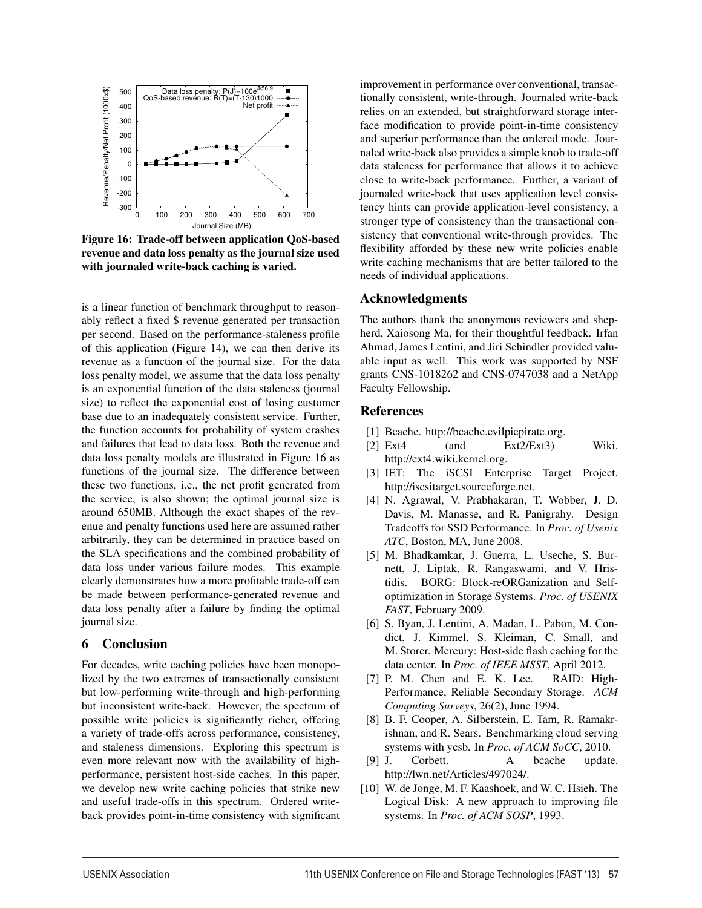Figure 16: Trade-off between application QoS-based revenue and data loss penalty as the journal size used with journaled write-back caching is varied.

is a linear function of benchmark throughput to reasonably reflect a fixed \$ revenue generated per transaction per second. Based on the performance-staleness profile of this application (Figure 14), we can then derive its revenue as a function of the journal size. For the data loss penalty model, we assume that the data loss penalty is an exponential function of the data staleness (journal size) to reflect the exponential cost of losing customer base due to an inadequately consistent service. Further, the function accounts for probability of system crashes and failures that lead to data loss. Both the revenue and data loss penalty models are illustrated in Figure 16 as functions of the journal size. The difference between these two functions, i.e., the net profit generated from the service, is also shown; the optimal journal size is around 650MB. Although the exact shapes of the revenue and penalty functions used here are assumed rather arbitrarily, they can be determined in practice based on the SLA specifications and the combined probability of data loss under various failure modes. This example clearly demonstrates how a more profitable trade-off can be made between performance-generated revenue and data loss penalty after a failure by finding the optimal journal size.

## 6 Conclusion

For decades, write caching policies have been monopolized by the two extremes of transactionally consistent but low-performing write-through and high-performing but inconsistent write-back. However, the spectrum of possible write policies is significantly richer, offering a variety of trade-offs across performance, consistency, and staleness dimensions. Exploring this spectrum is even more relevant now with the availability of high-performance, persistent host-side caches. In this paper, we develop new write caching policies that strike new and useful trade-offs in this spectrum. Ordered write-back provides point-in-time consistency with significant improvement in performance over conventional, transactionally consistent, write-through. Journaled write-back relies on an extended, but straightforward storage interface modification to provide point-in-time consistency and superior performance than the ordered mode. Journaled write-back also provides a simple knob to trade-off data staleness for performance that allows it to achieve close to write-back performance. Further, a variant of journaled write-back that uses application level consistency hints can provide application-level consistency, a stronger type of consistency than the transactional consistency that conventional write-through provides. The flexibility afforded by these new write policies enable write caching mechanisms that are better tailored to the needs of individual applications.

## Acknowledgments

The authors thank the anonymous reviewers and shepherd, Xaiosong Ma, for their thoughtful feedback. Irfan Ahmad, James Lentini, and Jiri Schindler provided valuable input as well. This work was supported by NSF grants CNS-1018262 and CNS-0747038 and a NetApp Faculty Fellowship.

## References

[1] Bcache. http://bcache.evilpiepirate.org.

[2] Ext4 (and Ext2/Ext3) Wiki. http://ext4.wiki.kernel.org.

[3] IET: The iSCSI Enterprise Target Project. http://iscsitarget.sourceforge.net.

[4] N. Agrawal, V. Prabhakaran, T. Wobber, J. D. Davis, M. Manasse, and R. Panigrahy. Design Tradeoffs for SSD Performance. In *Proc. of Usenix ATC*, Boston, MA, June 2008.

[5] M. Bhadkamkar, J. Guerra, L. Useche, S. Burnett, J. Liptak, R. Rangaswami, and V. Hristidis. BORG: Block-reORGanization and Self-optimization in Storage Systems. *Proc. of USENIX FAST*, February 2009.

[6] S. Byan, J. Lentini, A. Madan, L. Pabon, M. Condict, J. Kimmel, S. Kleiman, C. Small, and M. Storer. Mercury: Host-side flash caching for the data center. In *Proc. of IEEE MSST*, April 2012.

[7] P. M. Chen and E. K. Lee. RAID: High-Performance, Reliable Secondary Storage. *ACM Computing Surveys*, 26(2), June 1994.

[8] B. F. Cooper, A. Silberstein, E. Tam, R. Ramakrishnan, and R. Sears. Benchmarking cloud serving systems with ycsb. In *Proc. of ACM SoCC*, 2010.

[9] J. Corbett. A bcache update. http://lwn.net/Articles/497024/.

[10] W. de Jonge, M. F. Kaashoek, and W. C. Hsieh. The Logical Disk: A new approach to improving file systems. In *Proc. of ACM SOSP*, 1993.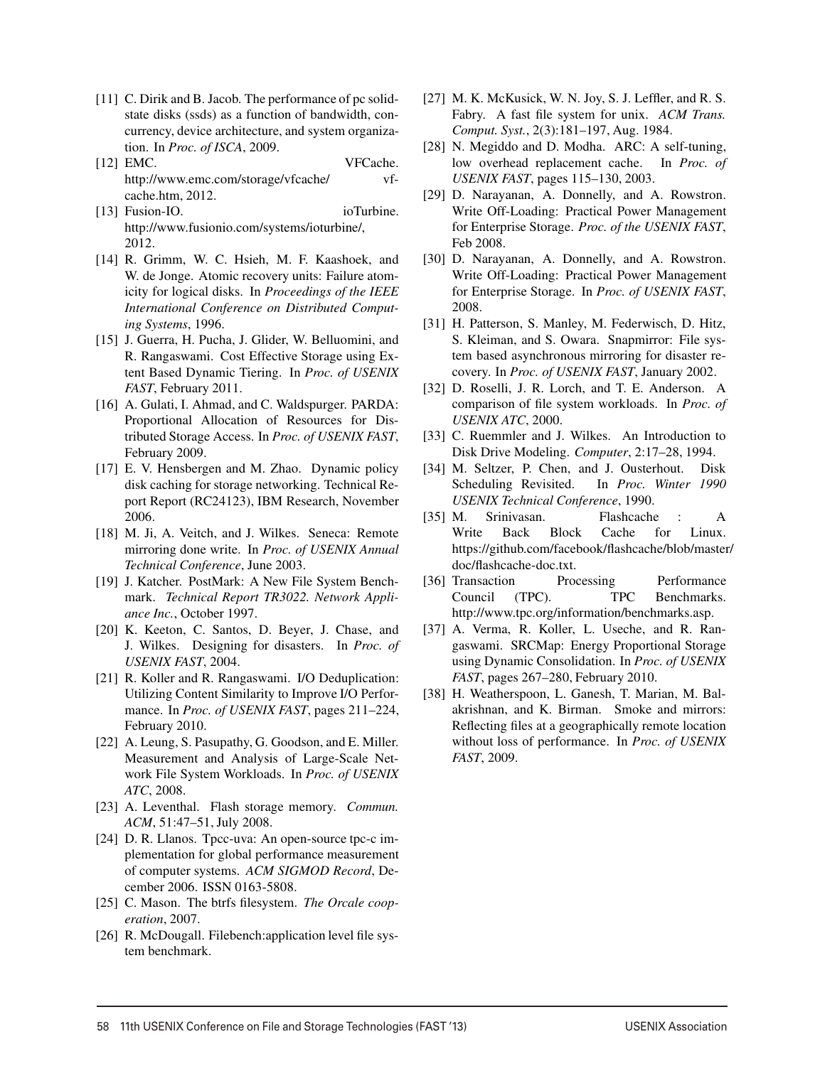[11] C. Dirik and B. Jacob. The performance of pc solid-state disks (ssds) as a function of bandwidth, concurrency, device architecture, and system organization. In *Proc. of ISCA*, 2009.

[12] EMC. VFCache. http://www.emc.com/storage/vfcache/vfcache.htm, 2012.

[13] Fusion-IO. ioTurbine. http://www.fusionio.com/systems/ioturbine/, 2012.

[14] R. Grimm, W. C. Hsieh, M. F. Kaashoek, and W. de Jonge. Atomic recovery units: Failure atomicity for logical disks. In *Proceedings of the IEEE International Conference on Distributed Computing Systems*, 1996.

[15] J. Guerra, H. Pucha, J. Glider, W. Belluomini, and R. Rangaswami. Cost Effective Storage using Extent Based Dynamic Tiering. In *Proc. of USENIX FAST*, February 2011.

[16] A. Gulati, I. Ahmad, and C. Waldspurger. PARDA: Proportional Allocation of Resources for Distributed Storage Access. In *Proc. of USENIX FAST*, February 2009.

[17] E. V. Hensbergen and M. Zhao. Dynamic policy disk caching for storage networking. Technical Report Report (RC24123), IBM Research, November 2006.

[18] M. Ji, A. Veitch, and J. Wilkes. Seneca: Remote mirroring done write. In *Proc. of USENIX Annual Technical Conference*, June 2003.

[19] J. Katcher. PostMark: A New File System Benchmark. *Technical Report TR3022. Network Appliance Inc.*, October 1997.

[20] K. Keeton, C. Santos, D. Beyer, J. Chase, and J. Wilkes. Designing for disasters. In *Proc. of USENIX FAST*, 2004.

[21] R. Koller and R. Rangaswami. I/O Deduplication: Utilizing Content Similarity to Improve I/O Performance. In *Proc. of USENIX FAST*, pages 211–224, February 2010.

[22] A. Leung, S. Pasupathy, G. Goodson, and E. Miller. Measurement and Analysis of Large-Scale Network File System Workloads. In *Proc. of USENIX ATC*, 2008.

[23] A. Leventhal. Flash storage memory. *Commun. ACM*, 51:47–51, July 2008.

[24] D. R. Llanos. Tpcc-uva: An open-source tpc-c implementation for global performance measurement of computer systems. *ACM SIGMOD Record*, December 2006. ISSN 0163-5808.

[25] C. Mason. The btrfs filesystem. *The Orcale cooperation*, 2007.

[26] R. McDougall. Filebench:application level file system benchmark.

[27] M. K. McKusick, W. N. Joy, S. J. Leffler, and R. S. Fabry. A fast file system for unix. *ACM Trans. Comput. Syst.*, 2(3):181–197, Aug. 1984.

[28] N. Megiddo and D. Modha. ARC: A self-tuning, low overhead replacement cache. In *Proc. of USENIX FAST*, pages 115–130, 2003.

[29] D. Narayanan, A. Donnelly, and A. Rowstron. Write Off-Loading: Practical Power Management for Enterprise Storage. *Proc. of the USENIX FAST*, Feb 2008.

[30] D. Narayanan, A. Donnelly, and A. Rowstron. Write Off-Loading: Practical Power Management for Enterprise Storage. In *Proc. of USENIX FAST*, 2008.

[31] H. Patterson, S. Manley, M. Federwisch, D. Hitz, S. Kleiman, and S. Owara. Snapmirror: File system based asynchronous mirroring for disaster recovery. In *Proc. of USENIX FAST*, January 2002.

[32] D. Roselli, J. R. Lorch, and T. E. Anderson. A comparison of file system workloads. In *Proc. of USENIX ATC*, 2000.

[33] C. Ruemmler and J. Wilkes. An Introduction to Disk Drive Modeling. *Computer*, 2:17–28, 1994.

[34] M. Seltzer, P. Chen, and J. Ousterhout. Disk Scheduling Revisited. In *Proc. Winter 1990 USENIX Technical Conference*, 1990.

[35] M. Srinivasan. Flashcache : A Write Back Block Cache for Linux. https://github.com/facebook/flashcache/blob/master/doc/flashcache-doc.txt.

[36] Transaction Processing Performance Council (TPC). TPC Benchmarks. http://www.tpc.org/information/benchmarks.asp.

[37] A. Verma, R. Koller, L. Useche, and R. Rangaswami. SRCMap: Energy Proportional Storage using Dynamic Consolidation. In *Proc. of USENIX FAST*, pages 267–280, February 2010.

[38] H. Weatherspoon, L. Ganesh, T. Marian, M. Balakrishnan, and K. Birman. Smoke and mirrors: Reflecting files at a geographically remote location without loss of performance. In *Proc. of USENIX FAST*, 2009.